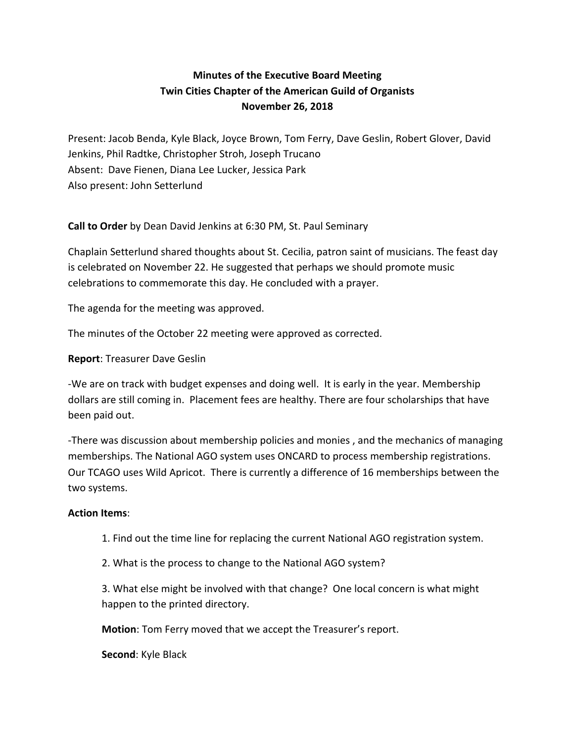**Minutes of the Executive Board Meeting**
**Twin Cities Chapter of the American Guild of Organists**
**November 26, 2018**

Present: Jacob Benda, Kyle Black, Joyce Brown, Tom Ferry, Dave Geslin, Robert Glover, David Jenkins, Phil Radtke, Christopher Stroh, Joseph Trucano
Absent: Dave Fienen, Diana Lee Lucker, Jessica Park
Also present: John Setterlund

**Call to Order** by Dean David Jenkins at 6:30 PM, St. Paul Seminary

Chaplain Setterlund shared thoughts about St. Cecilia, patron saint of musicians. The feast day is celebrated on November 22. He suggested that perhaps we should promote music celebrations to commemorate this day. He concluded with a prayer.

The agenda for the meeting was approved.

The minutes of the October 22 meeting were approved as corrected.

**Report**: Treasurer Dave Geslin

-We are on track with budget expenses and doing well. It is early in the year. Membership dollars are still coming in. Placement fees are healthy. There are four scholarships that have been paid out.

-There was discussion about membership policies and monies , and the mechanics of managing memberships. The National AGO system uses ONCARD to process membership registrations. Our TCAGO uses Wild Apricot. There is currently a difference of 16 memberships between the two systems.

**Action Items**:

1. Find out the time line for replacing the current National AGO registration system.

2. What is the process to change to the National AGO system?

3. What else might be involved with that change? One local concern is what might happen to the printed directory.

**Motion**: Tom Ferry moved that we accept the Treasurer's report.

**Second**: Kyle Black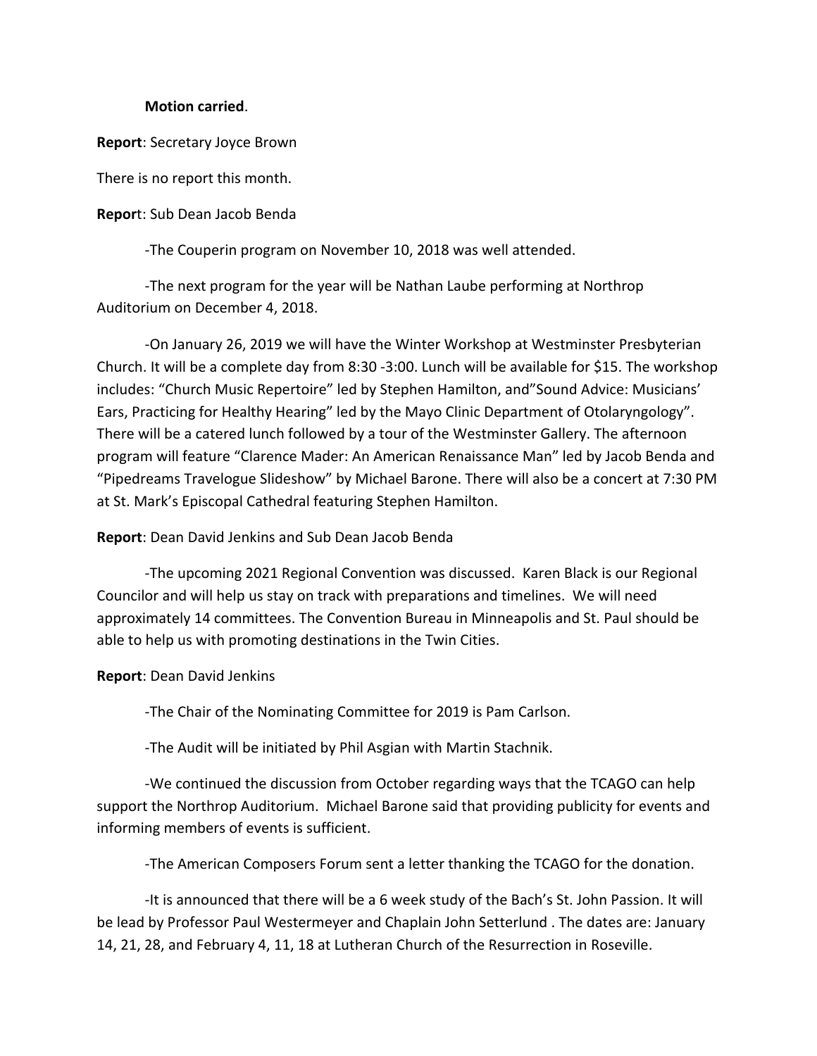**Motion carried**.

**Report**: Secretary Joyce Brown

There is no report this month.

**Repor**t: Sub Dean Jacob Benda

-The Couperin program on November 10, 2018 was well attended.

-The next program for the year will be Nathan Laube performing at Northrop Auditorium on December 4, 2018.

-On January 26, 2019 we will have the Winter Workshop at Westminster Presbyterian Church. It will be a complete day from 8:30 -3:00. Lunch will be available for $15. The workshop includes: "Church Music Repertoire" led by Stephen Hamilton, and"Sound Advice: Musicians' Ears, Practicing for Healthy Hearing" led by the Mayo Clinic Department of Otolaryngology". There will be a catered lunch followed by a tour of the Westminster Gallery. The afternoon program will feature "Clarence Mader: An American Renaissance Man" led by Jacob Benda and "Pipedreams Travelogue Slideshow" by Michael Barone. There will also be a concert at 7:30 PM at St. Mark's Episcopal Cathedral featuring Stephen Hamilton.

**Report**: Dean David Jenkins and Sub Dean Jacob Benda

-The upcoming 2021 Regional Convention was discussed. Karen Black is our Regional Councilor and will help us stay on track with preparations and timelines. We will need approximately 14 committees. The Convention Bureau in Minneapolis and St. Paul should be able to help us with promoting destinations in the Twin Cities.

**Report**: Dean David Jenkins

-The Chair of the Nominating Committee for 2019 is Pam Carlson.

-The Audit will be initiated by Phil Asgian with Martin Stachnik.

-We continued the discussion from October regarding ways that the TCAGO can help support the Northrop Auditorium. Michael Barone said that providing publicity for events and informing members of events is sufficient.

-The American Composers Forum sent a letter thanking the TCAGO for the donation.

-It is announced that there will be a 6 week study of the Bach's St. John Passion. It will be lead by Professor Paul Westermeyer and Chaplain John Setterlund . The dates are: January 14, 21, 28, and February 4, 11, 18 at Lutheran Church of the Resurrection in Roseville.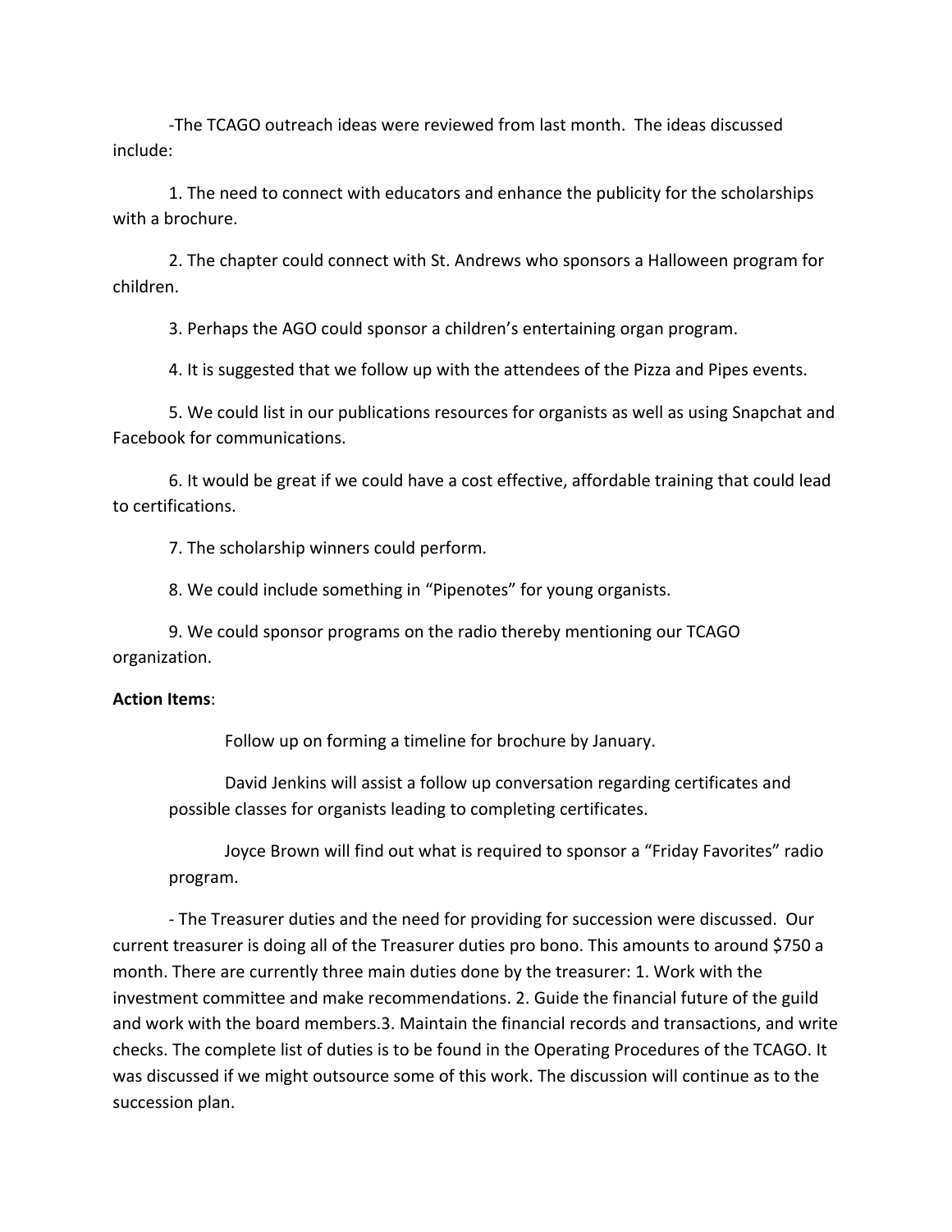-The TCAGO outreach ideas were reviewed from last month. The ideas discussed include:

1. The need to connect with educators and enhance the publicity for the scholarships with a brochure.

2. The chapter could connect with St. Andrews who sponsors a Halloween program for children.

3. Perhaps the AGO could sponsor a children's entertaining organ program.

4. It is suggested that we follow up with the attendees of the Pizza and Pipes events.

5. We could list in our publications resources for organists as well as using Snapchat and Facebook for communications.

6. It would be great if we could have a cost effective, affordable training that could lead to certifications.

7. The scholarship winners could perform.

8. We could include something in "Pipenotes" for young organists.

9. We could sponsor programs on the radio thereby mentioning our TCAGO organization.

**Action Items**:

Follow up on forming a timeline for brochure by January.

David Jenkins will assist a follow up conversation regarding certificates and possible classes for organists leading to completing certificates.

Joyce Brown will find out what is required to sponsor a "Friday Favorites" radio program.

- The Treasurer duties and the need for providing for succession were discussed. Our current treasurer is doing all of the Treasurer duties pro bono. This amounts to around $750 a month. There are currently three main duties done by the treasurer: 1. Work with the investment committee and make recommendations. 2. Guide the financial future of the guild and work with the board members.3. Maintain the financial records and transactions, and write checks. The complete list of duties is to be found in the Operating Procedures of the TCAGO. It was discussed if we might outsource some of this work. The discussion will continue as to the succession plan.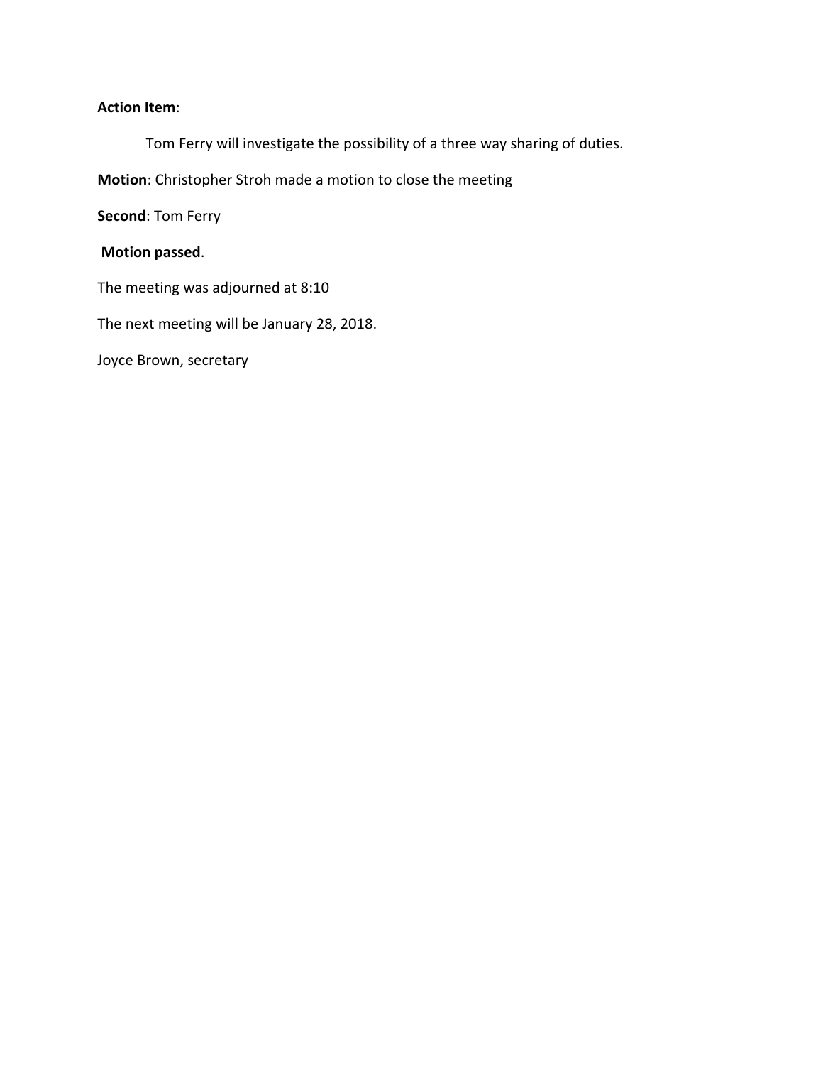**Action Item**:

Tom Ferry will investigate the possibility of a three way sharing of duties.

**Motion**: Christopher Stroh made a motion to close the meeting

**Second**: Tom Ferry

**Motion passed**.

The meeting was adjourned at 8:10

The next meeting will be January 28, 2018.

Joyce Brown, secretary